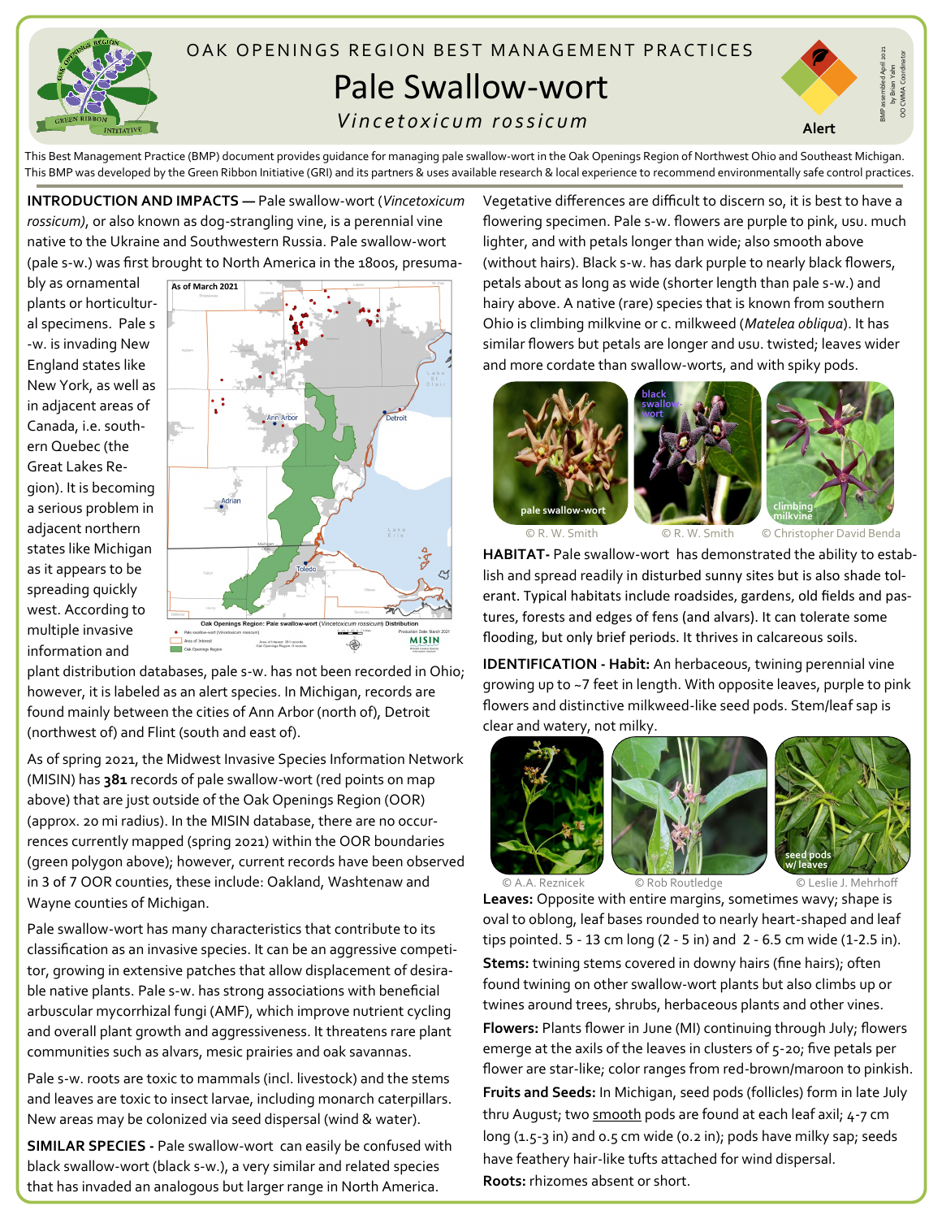OAK OPENINGS REGION BEST MANAGEMENT PRACTICES

# Pale Swallow-wort

*Vincetoxicum rossicum*

Alert

BMP assembled April 2021 by Brian Yahn OO CWMA Coordinator

This Best Management Practice (BMP) document provides guidance for managing pale swallow-wort in the Oak Openings Region of Northwest Ohio and Southeast Michigan. This BMP was developed by the Green Ribbon Initiative (GRI) and its partners & uses available research & local experience to recommend environmentally safe control practices.

**INTRODUCTION AND IMPACTS —** Pale swallow-wort (*Vincetoxicum rossicum)*, or also known as dog-strangling vine, is a perennial vine native to the Ukraine and Southwestern Russia. Pale swallow-wort (pale s-w.) was first brought to North America in the 1800s, presumably as ornamental plants or horticultural specimens. Pale s-w. is invading New England states like New York, as well as in adjacent areas of Canada, i.e. southern Quebec (the Great Lakes Region). It is becoming a serious problem in adjacent northern states like Michigan as it appears to be spreading quickly west. According to multiple invasive information and plant distribution databases, pale s-w. has not been recorded in Ohio; however, it is labeled as an alert species. In Michigan, records are found mainly between the cities of Ann Arbor (north of), Detroit (northwest of) and Flint (south and east of).

As of March 2021

Oak Openings Region: Pale swallow-wort (*Vincetoxicum rossicum*) Distribution

As of spring 2021, the Midwest Invasive Species Information Network (MISIN) has **381** records of pale swallow-wort (red points on map above) that are just outside of the Oak Openings Region (OOR) (approx. 20 mi radius). In the MISIN database, there are no occurrences currently mapped (spring 2021) within the OOR boundaries (green polygon above); however, current records have been observed in 3 of 7 OOR counties, these include: Oakland, Washtenaw and Wayne counties of Michigan.

Pale swallow-wort has many characteristics that contribute to its classification as an invasive species. It can be an aggressive competitor, growing in extensive patches that allow displacement of desirable native plants. Pale s-w. has strong associations with beneficial arbuscular mycorrhizal fungi (AMF), which improve nutrient cycling and overall plant growth and aggressiveness. It threatens rare plant communities such as alvars, mesic prairies and oak savannas.

Pale s-w. roots are toxic to mammals (incl. livestock) and the stems and leaves are toxic to insect larvae, including monarch caterpillars. New areas may be colonized via seed dispersal (wind & water).

**SIMILAR SPECIES -** Pale swallow-wort can easily be confused with black swallow-wort (black s-w.), a very similar and related species that has invaded an analogous but larger range in North America. Vegetative differences are difficult to discern so, it is best to have a flowering specimen. Pale s-w. flowers are purple to pink, usu. much lighter, and with petals longer than wide; also smooth above (without hairs). Black s-w. has dark purple to nearly black flowers, petals about as long as wide (shorter length than pale s-w.) and hairy above. A native (rare) species that is known from southern Ohio is climbing milkvine or c. milkweed (*Matelea obliqua*). It has similar flowers but petals are longer and usu. twisted; leaves wider and more cordate than swallow-worts, and with spiky pods.

pale swallow-wort © R. W. Smith — black swallow-wort © R. W. Smith — climbing milkvine © Christopher David Benda

**HABITAT-** Pale swallow-wort has demonstrated the ability to establish and spread readily in disturbed sunny sites but is also shade tolerant. Typical habitats include roadsides, gardens, old fields and pastures, forests and edges of fens (and alvars). It can tolerate some flooding, but only brief periods. It thrives in calcareous soils.

**IDENTIFICATION - Habit:** An herbaceous, twining perennial vine growing up to ~7 feet in length. With opposite leaves, purple to pink flowers and distinctive milkweed-like seed pods. Stem/leaf sap is clear and watery, not milky.

© A.A. Reznicek — © Rob Routledge — seed pods w/ leaves © Leslie J. Mehrhoff

**Leaves:** Opposite with entire margins, sometimes wavy; shape is oval to oblong, leaf bases rounded to nearly heart-shaped and leaf tips pointed. 5 - 13 cm long (2 - 5 in) and 2 - 6.5 cm wide (1-2.5 in).

**Stems:** twining stems covered in downy hairs (fine hairs); often found twining on other swallow-wort plants but also climbs up or twines around trees, shrubs, herbaceous plants and other vines.

**Flowers:** Plants flower in June (MI) continuing through July; flowers emerge at the axils of the leaves in clusters of 5-20; five petals per flower are star-like; color ranges from red-brown/maroon to pinkish.

**Fruits and Seeds:** In Michigan, seed pods (follicles) form in late July thru August; two smooth pods are found at each leaf axil; 4-7 cm long (1.5-3 in) and 0.5 cm wide (0.2 in); pods have milky sap; seeds have feathery hair-like tufts attached for wind dispersal.

**Roots:** rhizomes absent or short.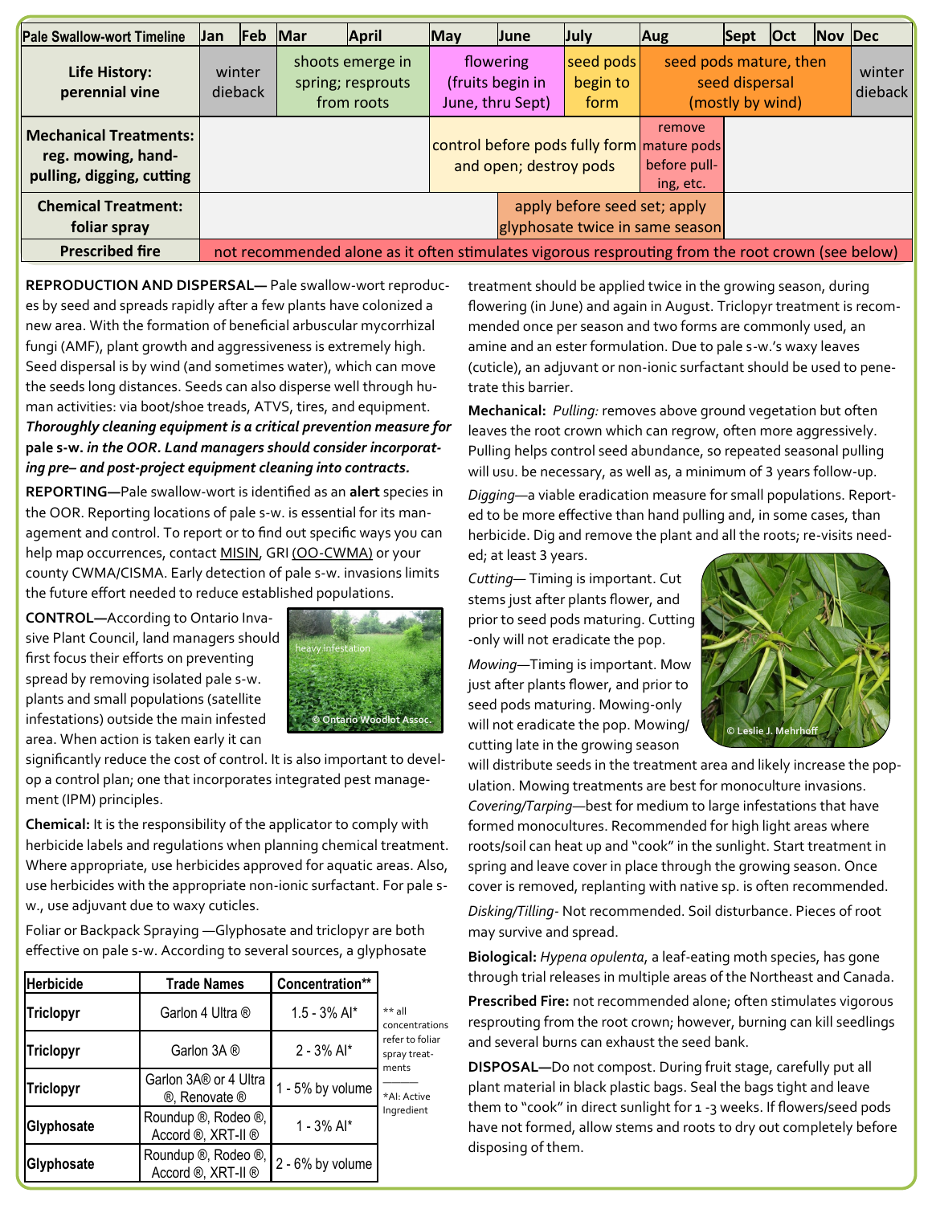| Pale Swallow-wort Timeline | Jan | Feb | Mar | April | May | June | July | Aug | Sept | Oct | Nov | Dec |
|---|---|---|---|---|---|---|---|---|---|---|---|---|
| **Life History: perennial vine** | winter dieback | | shoots emerge in spring; resprouts from roots | | flowering (fruits begin in June, thru Sept) | | seed pods begin to form | seed pods mature, then seed dispersal (mostly by wind) | | | | winter dieback |
| **Mechanical Treatments: reg. mowing, hand-pulling, digging, cutting** | | | | | control before pods fully form and open; destroy pods | | | remove mature pods before pulling, etc. | | | | |
| **Chemical Treatment: foliar spray** | | | | | | apply before seed set; apply glyphosate twice in same season | | | | | | |
| **Prescribed fire** | not recommended alone as it often stimulates vigorous resprouting from the root crown (see below) | | | | | | | | | | | |

**REPRODUCTION AND DISPERSAL—** Pale swallow-wort reproduces by seed and spreads rapidly after a few plants have colonized a new area. With the formation of beneficial arbuscular mycorrhizal fungi (AMF), plant growth and aggressiveness is extremely high. Seed dispersal is by wind (and sometimes water), which can move the seeds long distances. Seeds can also disperse well through human activities: via boot/shoe treads, ATVS, tires, and equipment. ***Thoroughly cleaning equipment is a critical prevention measure for pale s-w. in the OOR. Land managers should consider incorporating pre– and post-project equipment cleaning into contracts.***

**REPORTING—**Pale swallow-wort is identified as an **alert** species in the OOR. Reporting locations of pale s-w. is essential for its management and control. To report or to find out specific ways you can help map occurrences, contact MISIN, GRI (OO-CWMA) or your county CWMA/CISMA. Early detection of pale s-w. invasions limits the future effort needed to reduce established populations.

**CONTROL—**According to Ontario Invasive Plant Council, land managers should first focus their efforts on preventing spread by removing isolated pale s-w. plants and small populations (satellite infestations) outside the main infested area. When action is taken early it can significantly reduce the cost of control. It is also important to develop a control plan; one that incorporates integrated pest management (IPM) principles.

heavy infestation

© Ontario Woodlot Assoc.

**Chemical:** It is the responsibility of the applicator to comply with herbicide labels and regulations when planning chemical treatment. Where appropriate, use herbicides approved for aquatic areas. Also, use herbicides with the appropriate non-ionic surfactant. For pale s-w., use adjuvant due to waxy cuticles.

Foliar or Backpack Spraying —Glyphosate and triclopyr are both effective on pale s-w. According to several sources, a glyphosate treatment should be applied twice in the growing season, during flowering (in June) and again in August. Triclopyr treatment is recommended once per season and two forms are commonly used, an amine and an ester formulation. Due to pale s-w.'s waxy leaves (cuticle), an adjuvant or non-ionic surfactant should be used to penetrate this barrier.

| Herbicide | Trade Names | Concentration** |
|---|---|---|
| Triclopyr | Garlon 4 Ultra ® | 1.5 - 3% AI* |
| Triclopyr | Garlon 3A ® | 2 - 3% AI* |
| Triclopyr | Garlon 3A® or 4 Ultra ®, Renovate ® | 1 - 5% by volume |
| Glyphosate | Roundup ®, Rodeo ®, Accord ®, XRT-II ® | 1 - 3% AI* |
| Glyphosate | Roundup ®, Rodeo ®, Accord ®, XRT-II ® | 2 - 6% by volume |

** all concentrations refer to foliar spray treatments

*AI: Active Ingredient

**Mechanical:** *Pulling:* removes above ground vegetation but often leaves the root crown which can regrow, often more aggressively. Pulling helps control seed abundance, so repeated seasonal pulling will usu. be necessary, as well as, a minimum of 3 years follow-up.

*Digging*—a viable eradication measure for small populations. Reported to be more effective than hand pulling and, in some cases, than herbicide. Dig and remove the plant and all the roots; re-visits needed; at least 3 years.

*Cutting*— Timing is important. Cut stems just after plants flower, and prior to seed pods maturing. Cutting-only will not eradicate the pop.

*Mowing*—Timing is important. Mow just after plants flower, and prior to seed pods maturing. Mowing-only will not eradicate the pop. Mowing/cutting late in the growing season will distribute seeds in the treatment area and likely increase the population. Mowing treatments are best for monoculture invasions.

© Leslie J. Mehrhoff

*Covering/Tarping*—best for medium to large infestations that have formed monocultures. Recommended for high light areas where roots/soil can heat up and "cook" in the sunlight. Start treatment in spring and leave cover in place through the growing season. Once cover is removed, replanting with native sp. is often recommended.

*Disking/Tilling*- Not recommended. Soil disturbance. Pieces of root may survive and spread.

**Biological:** *Hypena opulenta*, a leaf-eating moth species, has gone through trial releases in multiple areas of the Northeast and Canada.

**Prescribed Fire:** not recommended alone; often stimulates vigorous resprouting from the root crown; however, burning can kill seedlings and several burns can exhaust the seed bank.

**DISPOSAL—**Do not compost. During fruit stage, carefully put all plant material in black plastic bags. Seal the bags tight and leave them to "cook" in direct sunlight for 1 -3 weeks. If flowers/seed pods have not formed, allow stems and roots to dry out completely before disposing of them.